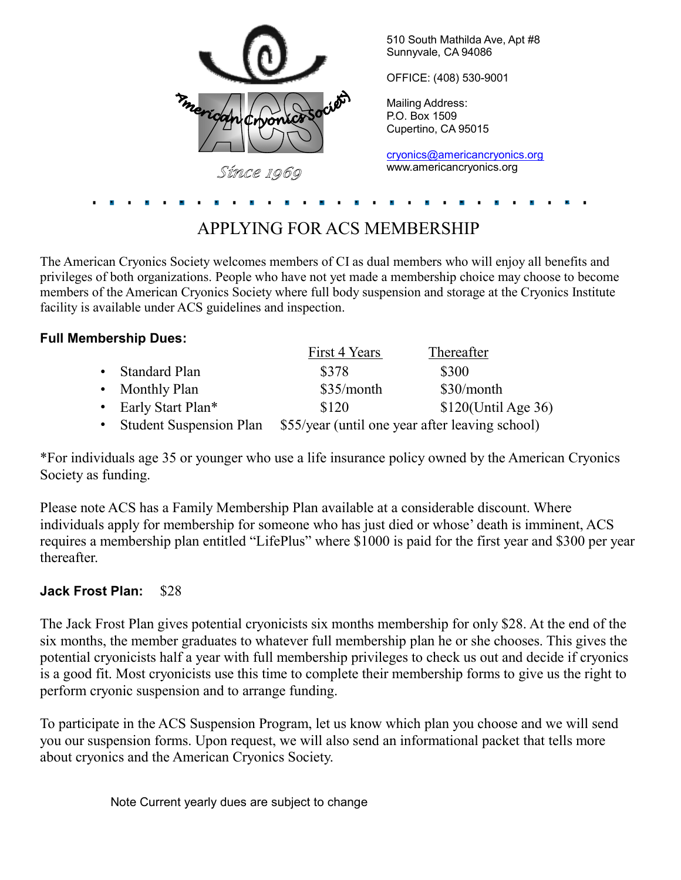American Cryonics Society

ACS

Since 1969

510 South Mathilda Ave, Apt #8
Sunnyvale, CA 94086

OFFICE: (408) 530-9001

Mailing Address:
P.O. Box 1509
Cupertino, CA 95015

cryonics@americancryonics.org
www.americancryonics.org

# APPLYING FOR ACS MEMBERSHIP

The American Cryonics Society welcomes members of CI as dual members who will enjoy all benefits and privileges of both organizations. People who have not yet made a membership choice may choose to become members of the American Cryonics Society where full body suspension and storage at the Cryonics Institute facility is available under ACS guidelines and inspection.

**Full Membership Dues:**

| | First 4 Years | Thereafter |
|---|---|---|
| • Standard Plan | $378 | $300 |
| • Monthly Plan | $35/month | $30/month |
| • Early Start Plan* | $120 | $120(Until Age 36) |
| • Student Suspension Plan | $55/year (until one year after leaving school) | |

*For individuals age 35 or younger who use a life insurance policy owned by the American Cryonics Society as funding.

Please note ACS has a Family Membership Plan available at a considerable discount. Where individuals apply for membership for someone who has just died or whose' death is imminent, ACS requires a membership plan entitled "LifePlus" where $1000 is paid for the first year and $300 per year thereafter.

**Jack Frost Plan:** $28

The Jack Frost Plan gives potential cryonicists six months membership for only $28. At the end of the six months, the member graduates to whatever full membership plan he or she chooses. This gives the potential cryonicists half a year with full membership privileges to check us out and decide if cryonics is a good fit. Most cryonicists use this time to complete their membership forms to give us the right to perform cryonic suspension and to arrange funding.

To participate in the ACS Suspension Program, let us know which plan you choose and we will send you our suspension forms. Upon request, we will also send an informational packet that tells more about cryonics and the American Cryonics Society.

Note Current yearly dues are subject to change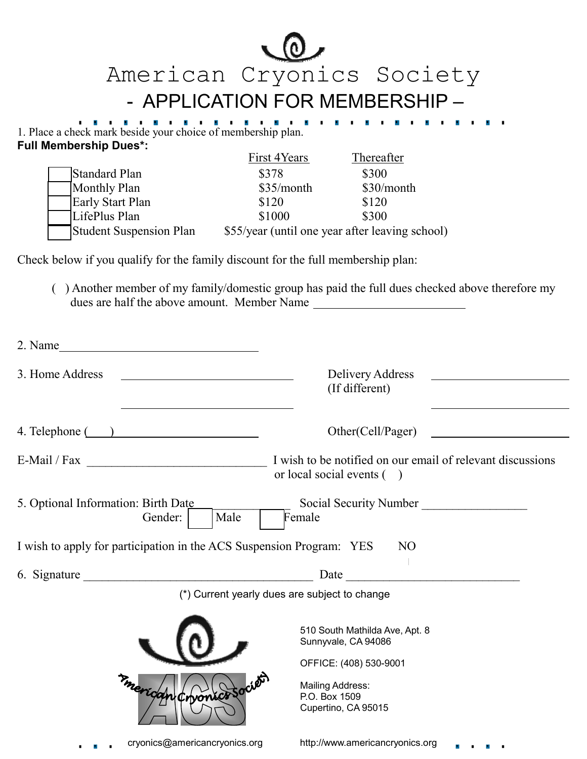# American Cryonics Society

## - APPLICATION FOR MEMBERSHIP –

1. Place a check mark beside your choice of membership plan.

**Full Membership Dues*:**

| | First 4Years | Thereafter |
|---|---|---|
| ☐ Standard Plan | $378 | $300 |
| ☐ Monthly Plan | $35/month | $30/month |
| ☐ Early Start Plan | $120 | $120 |
| ☐ LifePlus Plan | $1000 | $300 |
| ☐ Student Suspension Plan | $55/year (until one year after leaving school) | |

Check below if you qualify for the family discount for the full membership plan:

( ) Another member of my family/domestic group has paid the full dues checked above therefore my dues are half the above amount. Member Name ________________________

2. Name________________________________

3. Home Address ____________________________ Delivery Address (If different) ____________________________

4. Telephone (___)______________________ Other(Cell/Pager) ______________________

E-Mail / Fax ____________________________ I wish to be notified on our email of relevant discussions or local social events ( )

5. Optional Information: Birth Date______________ Social Security Number ________________

Gender: ☐ Male ☐ Female

I wish to apply for participation in the ACS Suspension Program: YES NO

6. Signature ____________________________________ Date ____________________________

(*) Current yearly dues are subject to change

American Cryonics Society

510 South Mathilda Ave, Apt. 8
Sunnyvale, CA 94086

OFFICE: (408) 530-9001

Mailing Address:
P.O. Box 1509
Cupertino, CA 95015

cryonics@americancryonics.org http://www.americancryonics.org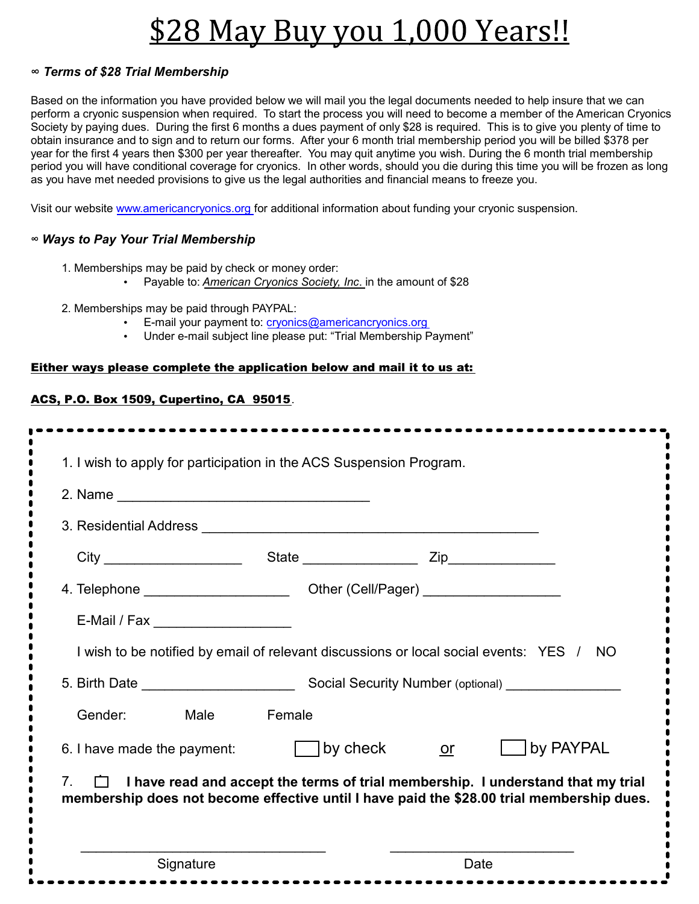# $28 May Buy you 1,000 Years!!

∞ ***Terms of $28 Trial Membership***

Based on the information you have provided below we will mail you the legal documents needed to help insure that we can perform a cryonic suspension when required. To start the process you will need to become a member of the American Cryonics Society by paying dues. During the first 6 months a dues payment of only $28 is required. This is to give you plenty of time to obtain insurance and to sign and to return our forms. After your 6 month trial membership period you will be billed $378 per year for the first 4 years then $300 per year thereafter. You may quit anytime you wish. During the 6 month trial membership period you will have conditional coverage for cryonics. In other words, should you die during this time you will be frozen as long as you have met needed provisions to give us the legal authorities and financial means to freeze you.

Visit our website www.americancryonics.org for additional information about funding your cryonic suspension.

∞ ***Ways to Pay Your Trial Membership***

1. Memberships may be paid by check or money order:
   - Payable to: *American Cryonics Society, Inc.* in the amount of $28
2. Memberships may be paid through PAYPAL:
   - E-mail your payment to: cryonics@americancryonics.org
   - Under e-mail subject line please put: "Trial Membership Payment"

**Either ways please complete the application below and mail it to us at:**

**ACS, P.O. Box 1509, Cupertino, CA 95015**.

1. I wish to apply for participation in the ACS Suspension Program.
2. Name ________________________________
3. Residential Address ____________________________________________

   City _________________ State ______________ Zip_____________
4. Telephone __________________ Other (Cell/Pager) _________________

   E-Mail / Fax _________________

   I wish to be notified by email of relevant discussions or local social events: YES / NO
5. Birth Date ___________________ Social Security Number (optional) ______________

   Gender: Male Female
6. I have made the payment: ☐ by check or ☐ by PAYPAL
7. ☐ **I have read and accept the terms of trial membership. I understand that my trial membership does not become effective until I have paid the $28.00 trial membership dues.**

_______________________________ _______________________

Signature Date